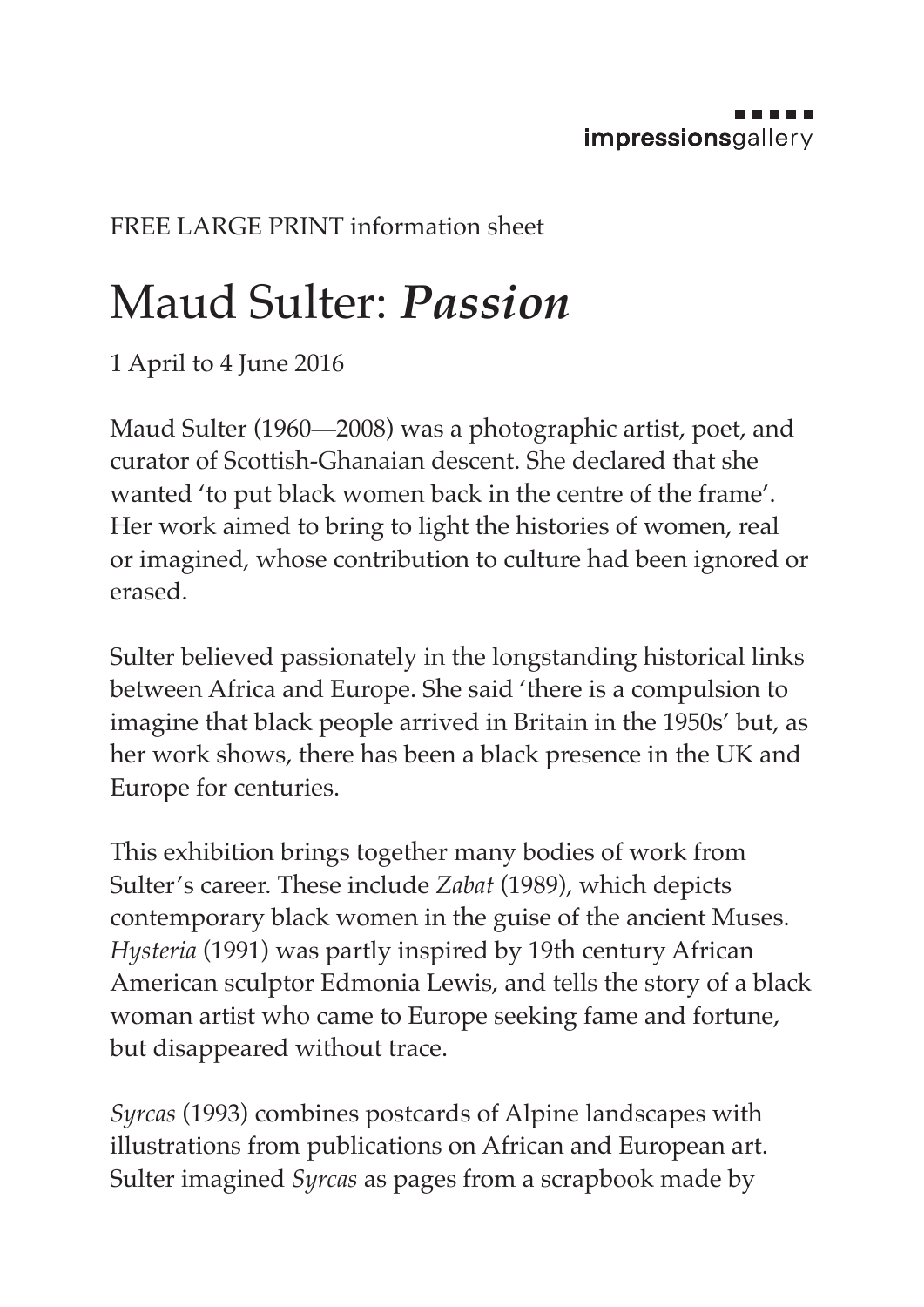impressionsgallery

FREE LARGE PRINT information sheet

# Maud Sulter: ***Passion***

1 April to 4 June 2016

Maud Sulter (1960—2008) was a photographic artist, poet, and curator of Scottish-Ghanaian descent. She declared that she wanted 'to put black women back in the centre of the frame'. Her work aimed to bring to light the histories of women, real or imagined, whose contribution to culture had been ignored or erased.

Sulter believed passionately in the longstanding historical links between Africa and Europe. She said 'there is a compulsion to imagine that black people arrived in Britain in the 1950s' but, as her work shows, there has been a black presence in the UK and Europe for centuries.

This exhibition brings together many bodies of work from Sulter's career. These include *Zabat* (1989), which depicts contemporary black women in the guise of the ancient Muses. *Hysteria* (1991) was partly inspired by 19th century African American sculptor Edmonia Lewis, and tells the story of a black woman artist who came to Europe seeking fame and fortune, but disappeared without trace.

*Syrcas* (1993) combines postcards of Alpine landscapes with illustrations from publications on African and European art. Sulter imagined *Syrcas* as pages from a scrapbook made by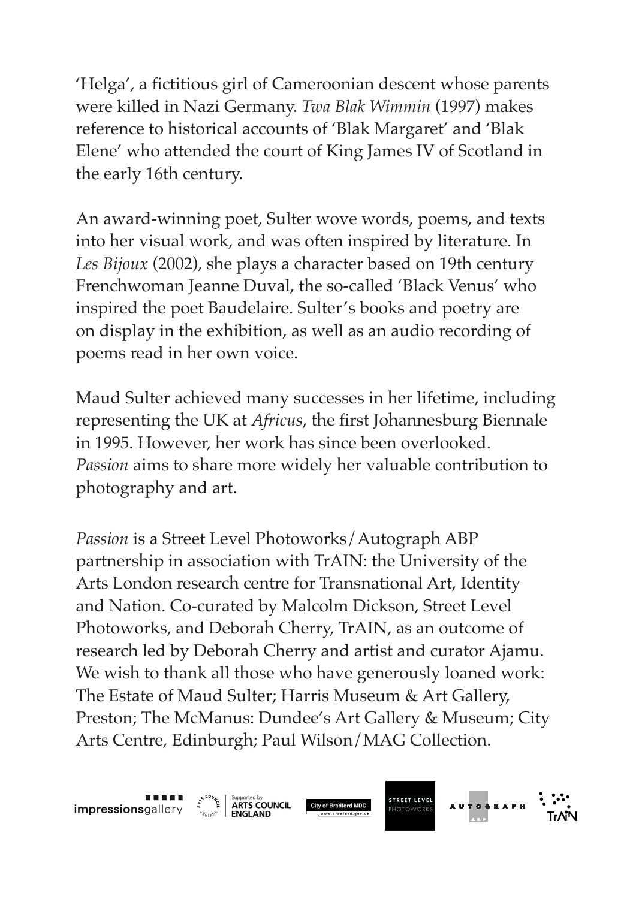'Helga', a fictitious girl of Cameroonian descent whose parents were killed in Nazi Germany. *Twa Blak Wimmin* (1997) makes reference to historical accounts of 'Blak Margaret' and 'Blak Elene' who attended the court of King James IV of Scotland in the early 16th century.

An award-winning poet, Sulter wove words, poems, and texts into her visual work, and was often inspired by literature. In *Les Bijoux* (2002), she plays a character based on 19th century Frenchwoman Jeanne Duval, the so-called 'Black Venus' who inspired the poet Baudelaire. Sulter's books and poetry are on display in the exhibition, as well as an audio recording of poems read in her own voice.

Maud Sulter achieved many successes in her lifetime, including representing the UK at *Africus*, the first Johannesburg Biennale in 1995. However, her work has since been overlooked. *Passion* aims to share more widely her valuable contribution to photography and art.

*Passion* is a Street Level Photoworks/Autograph ABP partnership in association with TrAIN: the University of the Arts London research centre for Transnational Art, Identity and Nation. Co-curated by Malcolm Dickson, Street Level Photoworks, and Deborah Cherry, TrAIN, as an outcome of research led by Deborah Cherry and artist and curator Ajamu. We wish to thank all those who have generously loaned work: The Estate of Maud Sulter; Harris Museum & Art Gallery, Preston; The McManus: Dundee's Art Gallery & Museum; City Arts Centre, Edinburgh; Paul Wilson/MAG Collection.

impressionsgallery | Supported by ARTS COUNCIL ENGLAND | City of Bradford MDC www.bradford.gov.uk | STREET LEVEL PHOTOWORKS | AUTOGRAPH ABP | TrAIN